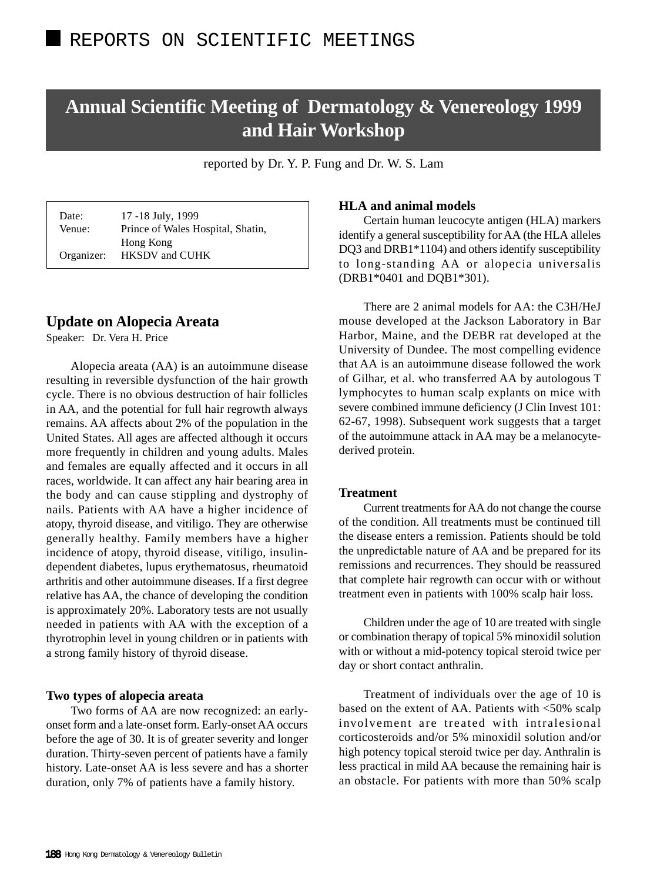# REPORTS ON SCIENTIFIC MEETINGS

## Annual Scientific Meeting of Dermatology & Venereology 1999 and Hair Workshop

reported by Dr. Y. P. Fung and Dr. W. S. Lam

| | |
|---|---|
| Date: | 17 -18 July, 1999 |
| Venue: | Prince of Wales Hospital, Shatin, Hong Kong |
| Organizer: | HKSDV and CUHK |

## Update on Alopecia Areata

Speaker: Dr. Vera H. Price

Alopecia areata (AA) is an autoimmune disease resulting in reversible dysfunction of the hair growth cycle. There is no obvious destruction of hair follicles in AA, and the potential for full hair regrowth always remains. AA affects about 2% of the population in the United States. All ages are affected although it occurs more frequently in children and young adults. Males and females are equally affected and it occurs in all races, worldwide. It can affect any hair bearing area in the body and can cause stippling and dystrophy of nails. Patients with AA have a higher incidence of atopy, thyroid disease, and vitiligo. They are otherwise generally healthy. Family members have a higher incidence of atopy, thyroid disease, vitiligo, insulin-dependent diabetes, lupus erythematosus, rheumatoid arthritis and other autoimmune diseases. If a first degree relative has AA, the chance of developing the condition is approximately 20%. Laboratory tests are not usually needed in patients with AA with the exception of a thyrotrophin level in young children or in patients with a strong family history of thyroid disease.

### Two types of alopecia areata

Two forms of AA are now recognized: an early-onset form and a late-onset form. Early-onset AA occurs before the age of 30. It is of greater severity and longer duration. Thirty-seven percent of patients have a family history. Late-onset AA is less severe and has a shorter duration, only 7% of patients have a family history.

### HLA and animal models

Certain human leucocyte antigen (HLA) markers identify a general susceptibility for AA (the HLA alleles DQ3 and DRB1*1104) and others identify susceptibility to long-standing AA or alopecia universalis (DRB1*0401 and DQB1*301).

There are 2 animal models for AA: the C3H/HeJ mouse developed at the Jackson Laboratory in Bar Harbor, Maine, and the DEBR rat developed at the University of Dundee. The most compelling evidence that AA is an autoimmune disease followed the work of Gilhar, et al. who transferred AA by autologous T lymphocytes to human scalp explants on mice with severe combined immune deficiency (J Clin Invest 101: 62-67, 1998). Subsequent work suggests that a target of the autoimmune attack in AA may be a melanocyte-derived protein.

### Treatment

Current treatments for AA do not change the course of the condition. All treatments must be continued till the disease enters a remission. Patients should be told the unpredictable nature of AA and be prepared for its remissions and recurrences. They should be reassured that complete hair regrowth can occur with or without treatment even in patients with 100% scalp hair loss.

Children under the age of 10 are treated with single or combination therapy of topical 5% minoxidil solution with or without a mid-potency topical steroid twice per day or short contact anthralin.

Treatment of individuals over the age of 10 is based on the extent of AA. Patients with <50% scalp involvement are treated with intralesional corticosteroids and/or 5% minoxidil solution and/or high potency topical steroid twice per day. Anthralin is less practical in mild AA because the remaining hair is an obstacle. For patients with more than 50% scalp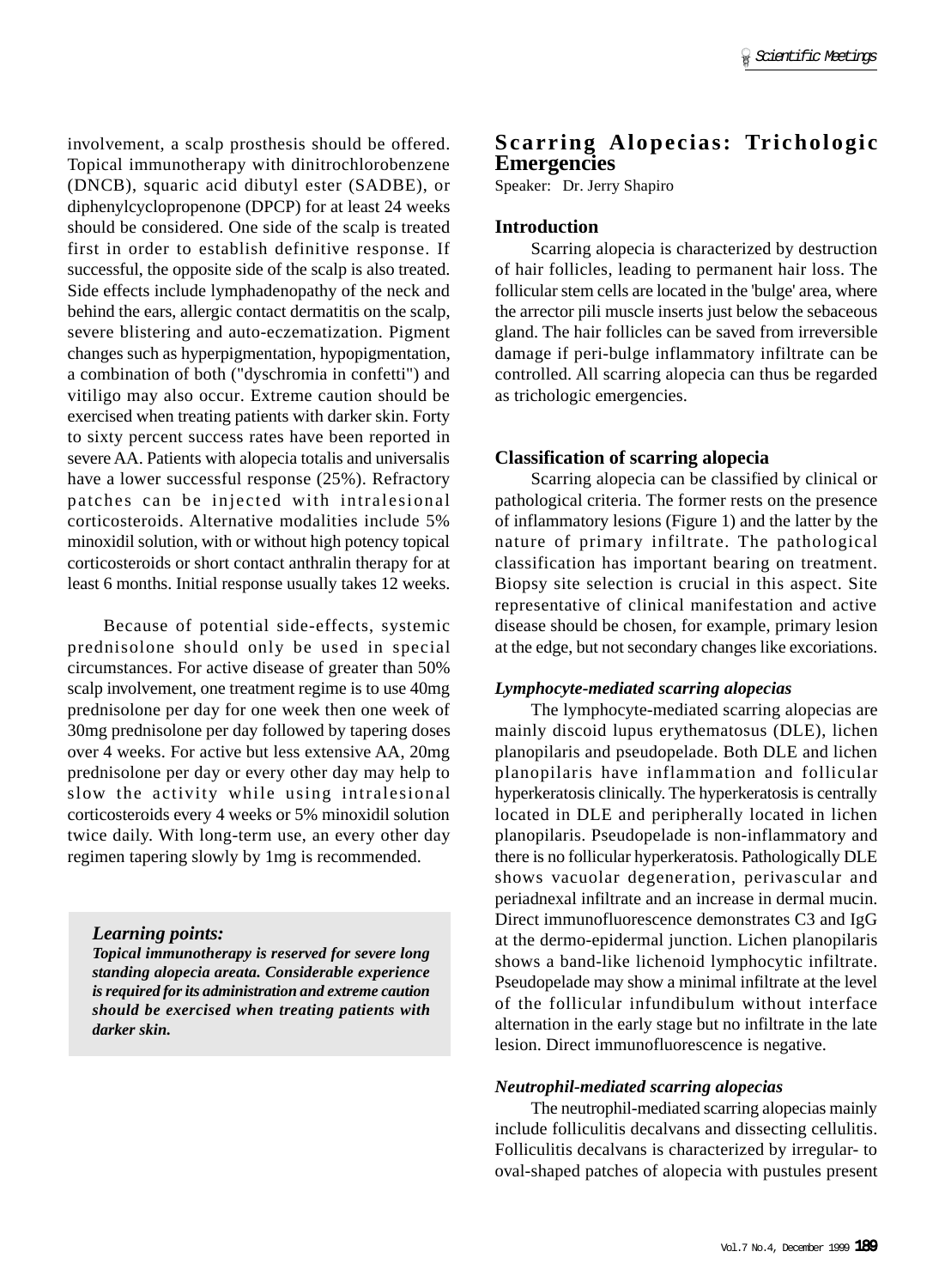involvement, a scalp prosthesis should be offered. Topical immunotherapy with dinitrochlorobenzene (DNCB), squaric acid dibutyl ester (SADBE), or diphenylcyclopropenone (DPCP) for at least 24 weeks should be considered. One side of the scalp is treated first in order to establish definitive response. If successful, the opposite side of the scalp is also treated. Side effects include lymphadenopathy of the neck and behind the ears, allergic contact dermatitis on the scalp, severe blistering and auto-eczematization. Pigment changes such as hyperpigmentation, hypopigmentation, a combination of both ("dyschromia in confetti") and vitiligo may also occur. Extreme caution should be exercised when treating patients with darker skin. Forty to sixty percent success rates have been reported in severe AA. Patients with alopecia totalis and universalis have a lower successful response (25%). Refractory patches can be injected with intralesional corticosteroids. Alternative modalities include 5% minoxidil solution, with or without high potency topical corticosteroids or short contact anthralin therapy for at least 6 months. Initial response usually takes 12 weeks.

Because of potential side-effects, systemic prednisolone should only be used in special circumstances. For active disease of greater than 50% scalp involvement, one treatment regime is to use 40mg prednisolone per day for one week then one week of 30mg prednisolone per day followed by tapering doses over 4 weeks. For active but less extensive AA, 20mg prednisolone per day or every other day may help to slow the activity while using intralesional corticosteroids every 4 weeks or 5% minoxidil solution twice daily. With long-term use, an every other day regimen tapering slowly by 1mg is recommended.

> ***Learning points:***
> ***Topical immunotherapy is reserved for severe long standing alopecia areata. Considerable experience is required for its administration and extreme caution should be exercised when treating patients with darker skin.***

## Scarring Alopecias: Trichologic Emergencies

Speaker: Dr. Jerry Shapiro

### Introduction

Scarring alopecia is characterized by destruction of hair follicles, leading to permanent hair loss. The follicular stem cells are located in the 'bulge' area, where the arrector pili muscle inserts just below the sebaceous gland. The hair follicles can be saved from irreversible damage if peri-bulge inflammatory infiltrate can be controlled. All scarring alopecia can thus be regarded as trichologic emergencies.

### Classification of scarring alopecia

Scarring alopecia can be classified by clinical or pathological criteria. The former rests on the presence of inflammatory lesions (Figure 1) and the latter by the nature of primary infiltrate. The pathological classification has important bearing on treatment. Biopsy site selection is crucial in this aspect. Site representative of clinical manifestation and active disease should be chosen, for example, primary lesion at the edge, but not secondary changes like excoriations.

#### *Lymphocyte-mediated scarring alopecias*

The lymphocyte-mediated scarring alopecias are mainly discoid lupus erythematosus (DLE), lichen planopilaris and pseudopelade. Both DLE and lichen planopilaris have inflammation and follicular hyperkeratosis clinically. The hyperkeratosis is centrally located in DLE and peripherally located in lichen planopilaris. Pseudopelade is non-inflammatory and there is no follicular hyperkeratosis. Pathologically DLE shows vacuolar degeneration, perivascular and periadnexal infiltrate and an increase in dermal mucin. Direct immunofluorescence demonstrates C3 and IgG at the dermo-epidermal junction. Lichen planopilaris shows a band-like lichenoid lymphocytic infiltrate. Pseudopelade may show a minimal infiltrate at the level of the follicular infundibulum without interface alternation in the early stage but no infiltrate in the late lesion. Direct immunofluorescence is negative.

#### *Neutrophil-mediated scarring alopecias*

The neutrophil-mediated scarring alopecias mainly include folliculitis decalvans and dissecting cellulitis. Folliculitis decalvans is characterized by irregular- to oval-shaped patches of alopecia with pustules present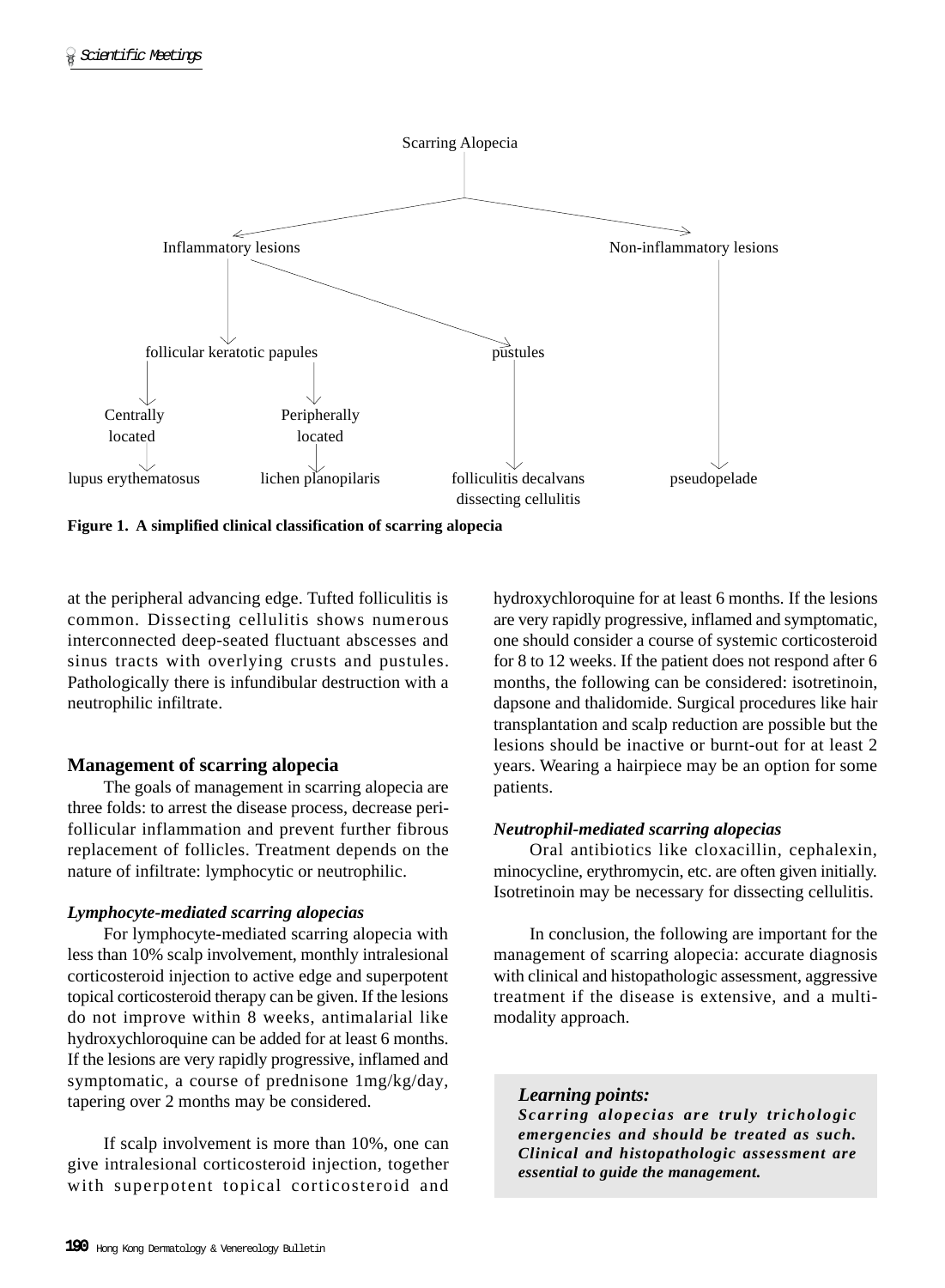- Scarring Alopecia
  - Inflammatory lesions
    - follicular keratotic papules
      - Centrally located
        - lupus erythematosus
      - Peripherally located
        - lichen planopilaris
    - pustules
      - folliculitis decalvans
      - dissecting cellulitis
  - Non-inflammatory lesions
    - pseudopelade

**Figure 1. A simplified clinical classification of scarring alopecia**

at the peripheral advancing edge. Tufted folliculitis is common. Dissecting cellulitis shows numerous interconnected deep-seated fluctuant abscesses and sinus tracts with overlying crusts and pustules. Pathologically there is infundibular destruction with a neutrophilic infiltrate.

## Management of scarring alopecia

The goals of management in scarring alopecia are three folds: to arrest the disease process, decrease peri-follicular inflammation and prevent further fibrous replacement of follicles. Treatment depends on the nature of infiltrate: lymphocytic or neutrophilic.

### *Lymphocyte-mediated scarring alopecias*

For lymphocyte-mediated scarring alopecia with less than 10% scalp involvement, monthly intralesional corticosteroid injection to active edge and superpotent topical corticosteroid therapy can be given. If the lesions do not improve within 8 weeks, antimalarial like hydroxychloroquine can be added for at least 6 months. If the lesions are very rapidly progressive, inflamed and symptomatic, a course of prednisone 1mg/kg/day, tapering over 2 months may be considered.

If scalp involvement is more than 10%, one can give intralesional corticosteroid injection, together with superpotent topical corticosteroid and hydroxychloroquine for at least 6 months. If the lesions are very rapidly progressive, inflamed and symptomatic, one should consider a course of systemic corticosteroid for 8 to 12 weeks. If the patient does not respond after 6 months, the following can be considered: isotretinoin, dapsone and thalidomide. Surgical procedures like hair transplantation and scalp reduction are possible but the lesions should be inactive or burnt-out for at least 2 years. Wearing a hairpiece may be an option for some patients.

### *Neutrophil-mediated scarring alopecias*

Oral antibiotics like cloxacillin, cephalexin, minocycline, erythromycin, etc. are often given initially. Isotretinoin may be necessary for dissecting cellulitis.

In conclusion, the following are important for the management of scarring alopecia: accurate diagnosis with clinical and histopathologic assessment, aggressive treatment if the disease is extensive, and a multi-modality approach.

> ***Learning points:***
> ***Scarring alopecias are truly trichologic emergencies and should be treated as such. Clinical and histopathologic assessment are essential to guide the management.***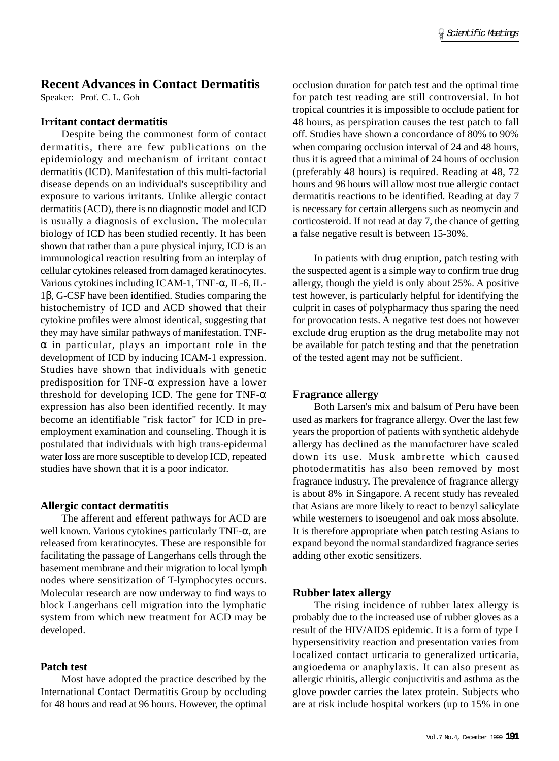## Recent Advances in Contact Dermatitis

Speaker: Prof. C. L. Goh

### Irritant contact dermatitis

Despite being the commonest form of contact dermatitis, there are few publications on the epidemiology and mechanism of irritant contact dermatitis (ICD). Manifestation of this multi-factorial disease depends on an individual's susceptibility and exposure to various irritants. Unlike allergic contact dermatitis (ACD), there is no diagnostic model and ICD is usually a diagnosis of exclusion. The molecular biology of ICD has been studied recently. It has been shown that rather than a pure physical injury, ICD is an immunological reaction resulting from an interplay of cellular cytokines released from damaged keratinocytes. Various cytokines including ICAM-1, TNF-α, IL-6, IL-1β, G-CSF have been identified. Studies comparing the histochemistry of ICD and ACD showed that their cytokine profiles were almost identical, suggesting that they may have similar pathways of manifestation. TNF-α in particular, plays an important role in the development of ICD by inducing ICAM-1 expression. Studies have shown that individuals with genetic predisposition for TNF-α expression have a lower threshold for developing ICD. The gene for TNF-α expression has also been identified recently. It may become an identifiable "risk factor" for ICD in pre-employment examination and counseling. Though it is postulated that individuals with high trans-epidermal water loss are more susceptible to develop ICD, repeated studies have shown that it is a poor indicator.

### Allergic contact dermatitis

The afferent and efferent pathways for ACD are well known. Various cytokines particularly TNF-α, are released from keratinocytes. These are responsible for facilitating the passage of Langerhans cells through the basement membrane and their migration to local lymph nodes where sensitization of T-lymphocytes occurs. Molecular research are now underway to find ways to block Langerhans cell migration into the lymphatic system from which new treatment for ACD may be developed.

### Patch test

Most have adopted the practice described by the International Contact Dermatitis Group by occluding for 48 hours and read at 96 hours. However, the optimal occlusion duration for patch test and the optimal time for patch test reading are still controversial. In hot tropical countries it is impossible to occlude patient for 48 hours, as perspiration causes the test patch to fall off. Studies have shown a concordance of 80% to 90% when comparing occlusion interval of 24 and 48 hours, thus it is agreed that a minimal of 24 hours of occlusion (preferably 48 hours) is required. Reading at 48, 72 hours and 96 hours will allow most true allergic contact dermatitis reactions to be identified. Reading at day 7 is necessary for certain allergens such as neomycin and corticosteroid. If not read at day 7, the chance of getting a false negative result is between 15-30%.

In patients with drug eruption, patch testing with the suspected agent is a simple way to confirm true drug allergy, though the yield is only about 25%. A positive test however, is particularly helpful for identifying the culprit in cases of polypharmacy thus sparing the need for provocation tests. A negative test does not however exclude drug eruption as the drug metabolite may not be available for patch testing and that the penetration of the tested agent may not be sufficient.

### Fragrance allergy

Both Larsen's mix and balsum of Peru have been used as markers for fragrance allergy. Over the last few years the proportion of patients with synthetic aldehyde allergy has declined as the manufacturer have scaled down its use. Musk ambrette which caused photodermatitis has also been removed by most fragrance industry. The prevalence of fragrance allergy is about 8% in Singapore. A recent study has revealed that Asians are more likely to react to benzyl salicylate while westerners to isoeugenol and oak moss absolute. It is therefore appropriate when patch testing Asians to expand beyond the normal standardized fragrance series adding other exotic sensitizers.

### Rubber latex allergy

The rising incidence of rubber latex allergy is probably due to the increased use of rubber gloves as a result of the HIV/AIDS epidemic. It is a form of type I hypersensitivity reaction and presentation varies from localized contact urticaria to generalized urticaria, angioedema or anaphylaxis. It can also present as allergic rhinitis, allergic conjuctivitis and asthma as the glove powder carries the latex protein. Subjects who are at risk include hospital workers (up to 15% in one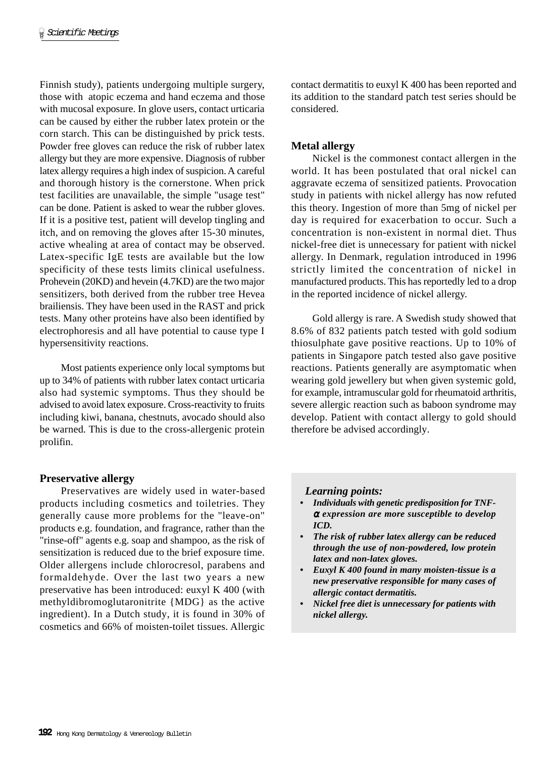Finnish study), patients undergoing multiple surgery, those with atopic eczema and hand eczema and those with mucosal exposure. In glove users, contact urticaria can be caused by either the rubber latex protein or the corn starch. This can be distinguished by prick tests. Powder free gloves can reduce the risk of rubber latex allergy but they are more expensive. Diagnosis of rubber latex allergy requires a high index of suspicion. A careful and thorough history is the cornerstone. When prick test facilities are unavailable, the simple "usage test" can be done. Patient is asked to wear the rubber gloves. If it is a positive test, patient will develop tingling and itch, and on removing the gloves after 15-30 minutes, active whealing at area of contact may be observed. Latex-specific IgE tests are available but the low specificity of these tests limits clinical usefulness. Prohevein (20KD) and hevein (4.7KD) are the two major sensitizers, both derived from the rubber tree Hevea brailiensis. They have been used in the RAST and prick tests. Many other proteins have also been identified by electrophoresis and all have potential to cause type I hypersensitivity reactions.

Most patients experience only local symptoms but up to 34% of patients with rubber latex contact urticaria also had systemic symptoms. Thus they should be advised to avoid latex exposure. Cross-reactivity to fruits including kiwi, banana, chestnuts, avocado should also be warned. This is due to the cross-allergenic protein prolifin.

## Preservative allergy

Preservatives are widely used in water-based products including cosmetics and toiletries. They generally cause more problems for the "leave-on" products e.g. foundation, and fragrance, rather than the "rinse-off" agents e.g. soap and shampoo, as the risk of sensitization is reduced due to the brief exposure time. Older allergens include chlorocresol, parabens and formaldehyde. Over the last two years a new preservative has been introduced: euxyl K 400 (with methyldibromoglutaronitrite {MDG} as the active ingredient). In a Dutch study, it is found in 30% of cosmetics and 66% of moisten-toilet tissues. Allergic contact dermatitis to euxyl K 400 has been reported and its addition to the standard patch test series should be considered.

## Metal allergy

Nickel is the commonest contact allergen in the world. It has been postulated that oral nickel can aggravate eczema of sensitized patients. Provocation study in patients with nickel allergy has now refuted this theory. Ingestion of more than 5mg of nickel per day is required for exacerbation to occur. Such a concentration is non-existent in normal diet. Thus nickel-free diet is unnecessary for patient with nickel allergy. In Denmark, regulation introduced in 1996 strictly limited the concentration of nickel in manufactured products. This has reportedly led to a drop in the reported incidence of nickel allergy.

Gold allergy is rare. A Swedish study showed that 8.6% of 832 patients patch tested with gold sodium thiosulphate gave positive reactions. Up to 10% of patients in Singapore patch tested also gave positive reactions. Patients generally are asymptomatic when wearing gold jewellery but when given systemic gold, for example, intramuscular gold for rheumatoid arthritis, severe allergic reaction such as baboon syndrome may develop. Patient with contact allergy to gold should therefore be advised accordingly.

***Learning points:***

- ***Individuals with genetic predisposition for TNF-α expression are more susceptible to develop ICD.***
- ***The risk of rubber latex allergy can be reduced through the use of non-powdered, low protein latex and non-latex gloves.***
- ***Euxyl K 400 found in many moisten-tissue is a new preservative responsible for many cases of allergic contact dermatitis.***
- ***Nickel free diet is unnecessary for patients with nickel allergy.***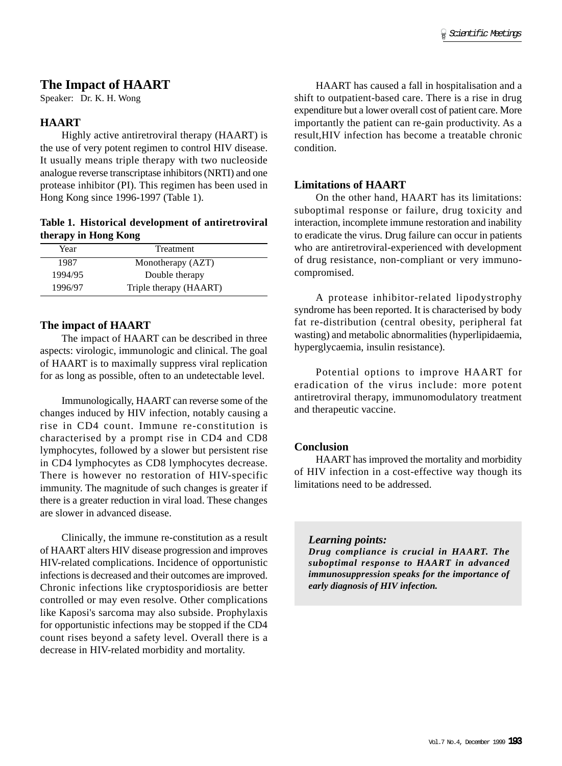## The Impact of HAART

Speaker: Dr. K. H. Wong

### HAART

Highly active antiretroviral therapy (HAART) is the use of very potent regimen to control HIV disease. It usually means triple therapy with two nucleoside analogue reverse transcriptase inhibitors (NRTI) and one protease inhibitor (PI). This regimen has been used in Hong Kong since 1996-1997 (Table 1).

**Table 1. Historical development of antiretroviral therapy in Hong Kong**

| Year | Treatment |
|---|---|
| 1987 | Monotherapy (AZT) |
| 1994/95 | Double therapy |
| 1996/97 | Triple therapy (HAART) |

### The impact of HAART

The impact of HAART can be described in three aspects: virologic, immunologic and clinical. The goal of HAART is to maximally suppress viral replication for as long as possible, often to an undetectable level.

Immunologically, HAART can reverse some of the changes induced by HIV infection, notably causing a rise in CD4 count. Immune re-constitution is characterised by a prompt rise in CD4 and CD8 lymphocytes, followed by a slower but persistent rise in CD4 lymphocytes as CD8 lymphocytes decrease. There is however no restoration of HIV-specific immunity. The magnitude of such changes is greater if there is a greater reduction in viral load. These changes are slower in advanced disease.

Clinically, the immune re-constitution as a result of HAART alters HIV disease progression and improves HIV-related complications. Incidence of opportunistic infections is decreased and their outcomes are improved. Chronic infections like cryptosporidiosis are better controlled or may even resolve. Other complications like Kaposi's sarcoma may also subside. Prophylaxis for opportunistic infections may be stopped if the CD4 count rises beyond a safety level. Overall there is a decrease in HIV-related morbidity and mortality.

HAART has caused a fall in hospitalisation and a shift to outpatient-based care. There is a rise in drug expenditure but a lower overall cost of patient care. More importantly the patient can re-gain productivity. As a result,HIV infection has become a treatable chronic condition.

### Limitations of HAART

On the other hand, HAART has its limitations: suboptimal response or failure, drug toxicity and interaction, incomplete immune restoration and inability to eradicate the virus. Drug failure can occur in patients who are antiretroviral-experienced with development of drug resistance, non-compliant or very immuno-compromised.

A protease inhibitor-related lipodystrophy syndrome has been reported. It is characterised by body fat re-distribution (central obesity, peripheral fat wasting) and metabolic abnormalities (hyperlipidaemia, hyperglycaemia, insulin resistance).

Potential options to improve HAART for eradication of the virus include: more potent antiretroviral therapy, immunomodulatory treatment and therapeutic vaccine.

### Conclusion

HAART has improved the mortality and morbidity of HIV infection in a cost-effective way though its limitations need to be addressed.

> ***Learning points:***
> ***Drug compliance is crucial in HAART. The suboptimal response to HAART in advanced immunosuppression speaks for the importance of early diagnosis of HIV infection.***